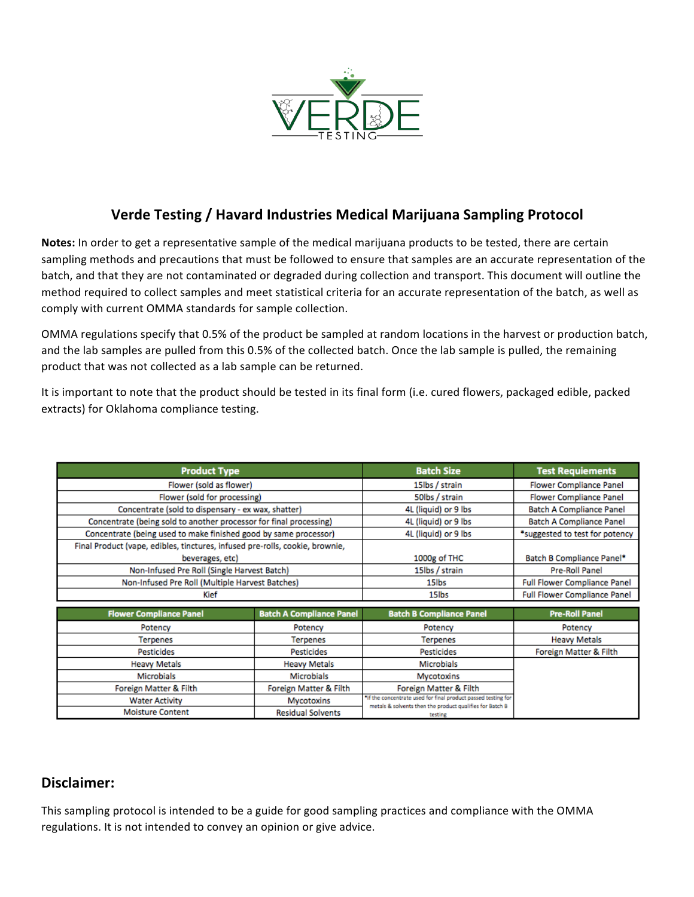# Verde Testing / Havard Industries Medical Marijuana Sampling Protocol

**Notes:** In order to get a representative sample of the medical marijuana products to be tested, there are certain sampling methods and precautions that must be followed to ensure that samples are an accurate representation of the batch, and that they are not contaminated or degraded during collection and transport. This document will outline the method required to collect samples and meet statistical criteria for an accurate representation of the batch, as well as comply with current OMMA standards for sample collection.

OMMA regulations specify that 0.5% of the product be sampled at random locations in the harvest or production batch, and the lab samples are pulled from this 0.5% of the collected batch. Once the lab sample is pulled, the remaining product that was not collected as a lab sample can be returned.

It is important to note that the product should be tested in its final form (i.e. cured flowers, packaged edible, packed extracts) for Oklahoma compliance testing.

| Product Type | Batch Size | Test Requiements |
|---|---|---|
| Flower (sold as flower) | 15lbs / strain | Flower Compliance Panel |
| Flower (sold for processing) | 50lbs / strain | Flower Compliance Panel |
| Concentrate (sold to dispensary - ex wax, shatter) | 4L (liquid) or 9 lbs | Batch A Compliance Panel |
| Concentrate (being sold to another processor for final processing) | 4L (liquid) or 9 lbs | Batch A Compliance Panel |
| Concentrate (being used to make finished good by same processor) | 4L (liquid) or 9 lbs | *suggested to test for potency |
| Final Product (vape, edibles, tinctures, infused pre-rolls, cookie, brownie, beverages, etc) | 1000g of THC | Batch B Compliance Panel* |
| Non-Infused Pre Roll (Single Harvest Batch) | 15lbs / strain | Pre-Roll Panel |
| Non-Infused Pre Roll (Multiple Harvest Batches) | 15lbs | Full Flower Compliance Panel |
| Kief | 15lbs | Full Flower Compliance Panel |

| Flower Compliance Panel | Batch A Compliance Panel | Batch B Compliance Panel | Pre-Roll Panel |
|---|---|---|---|
| Potency | Potency | Potency | Potency |
| Terpenes | Terpenes | Terpenes | Heavy Metals |
| Pesticides | Pesticides | Pesticides | Foreign Matter & Filth |
| Heavy Metals | Heavy Metals | Microbials | |
| Microbials | Microbials | Mycotoxins | |
| Foreign Matter & Filth | Foreign Matter & Filth | Foreign Matter & Filth | |
| Water Activity | Mycotoxins | *If the concentrate used for final product passed testing for metals & solvents then the product qualifies for Batch B testing | |
| Moisture Content | Residual Solvents | | |

## Disclaimer:

This sampling protocol is intended to be a guide for good sampling practices and compliance with the OMMA regulations. It is not intended to convey an opinion or give advice.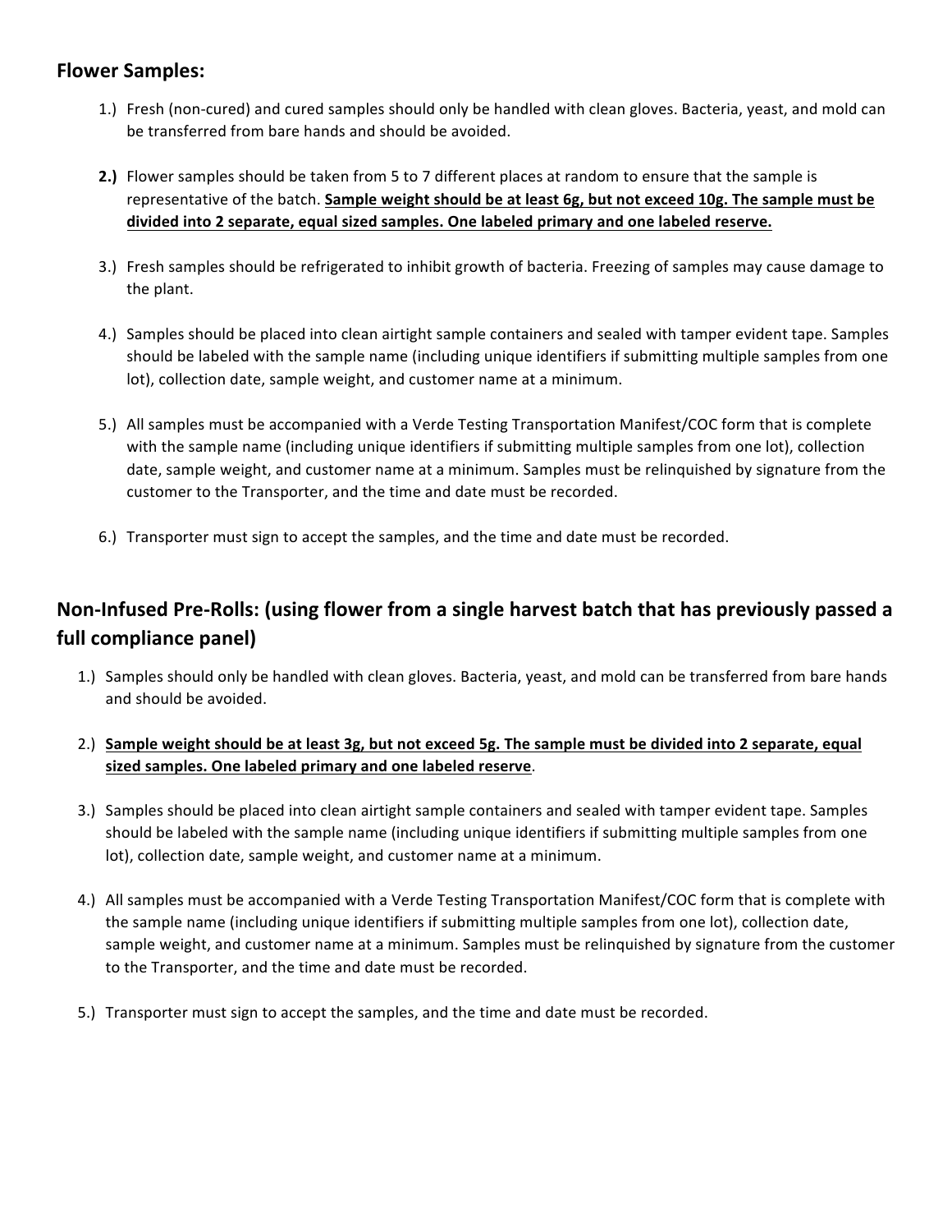## Flower Samples:

1.) Fresh (non-cured) and cured samples should only be handled with clean gloves. Bacteria, yeast, and mold can be transferred from bare hands and should be avoided.

**2.)** Flower samples should be taken from 5 to 7 different places at random to ensure that the sample is representative of the batch. **<u>Sample weight should be at least 6g, but not exceed 10g. The sample must be divided into 2 separate, equal sized samples. One labeled primary and one labeled reserve.</u>**

3.) Fresh samples should be refrigerated to inhibit growth of bacteria. Freezing of samples may cause damage to the plant.

4.) Samples should be placed into clean airtight sample containers and sealed with tamper evident tape. Samples should be labeled with the sample name (including unique identifiers if submitting multiple samples from one lot), collection date, sample weight, and customer name at a minimum.

5.) All samples must be accompanied with a Verde Testing Transportation Manifest/COC form that is complete with the sample name (including unique identifiers if submitting multiple samples from one lot), collection date, sample weight, and customer name at a minimum. Samples must be relinquished by signature from the customer to the Transporter, and the time and date must be recorded.

6.) Transporter must sign to accept the samples, and the time and date must be recorded.

## Non-Infused Pre-Rolls: (using flower from a single harvest batch that has previously passed a full compliance panel)

1.) Samples should only be handled with clean gloves. Bacteria, yeast, and mold can be transferred from bare hands and should be avoided.

2.) **<u>Sample weight should be at least 3g, but not exceed 5g. The sample must be divided into 2 separate, equal sized samples. One labeled primary and one labeled reserve</u>**.

3.) Samples should be placed into clean airtight sample containers and sealed with tamper evident tape. Samples should be labeled with the sample name (including unique identifiers if submitting multiple samples from one lot), collection date, sample weight, and customer name at a minimum.

4.) All samples must be accompanied with a Verde Testing Transportation Manifest/COC form that is complete with the sample name (including unique identifiers if submitting multiple samples from one lot), collection date, sample weight, and customer name at a minimum. Samples must be relinquished by signature from the customer to the Transporter, and the time and date must be recorded.

5.) Transporter must sign to accept the samples, and the time and date must be recorded.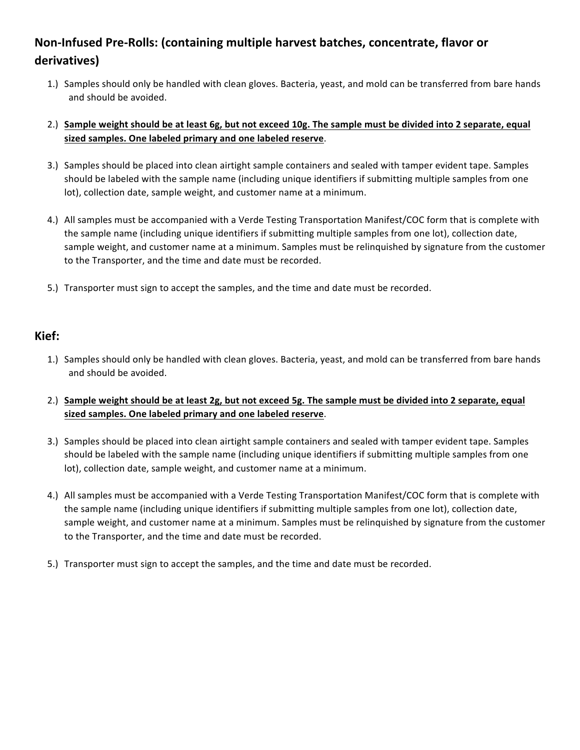## Non-Infused Pre-Rolls: (containing multiple harvest batches, concentrate, flavor or derivatives)

1.) Samples should only be handled with clean gloves. Bacteria, yeast, and mold can be transferred from bare hands and should be avoided.

2.) **Sample weight should be at least 6g, but not exceed 10g. The sample must be divided into 2 separate, equal sized samples. One labeled primary and one labeled reserve**.

3.) Samples should be placed into clean airtight sample containers and sealed with tamper evident tape. Samples should be labeled with the sample name (including unique identifiers if submitting multiple samples from one lot), collection date, sample weight, and customer name at a minimum.

4.) All samples must be accompanied with a Verde Testing Transportation Manifest/COC form that is complete with the sample name (including unique identifiers if submitting multiple samples from one lot), collection date, sample weight, and customer name at a minimum. Samples must be relinquished by signature from the customer to the Transporter, and the time and date must be recorded.

5.) Transporter must sign to accept the samples, and the time and date must be recorded.

## Kief:

1.) Samples should only be handled with clean gloves. Bacteria, yeast, and mold can be transferred from bare hands and should be avoided.

2.) **Sample weight should be at least 2g, but not exceed 5g. The sample must be divided into 2 separate, equal sized samples. One labeled primary and one labeled reserve**.

3.) Samples should be placed into clean airtight sample containers and sealed with tamper evident tape. Samples should be labeled with the sample name (including unique identifiers if submitting multiple samples from one lot), collection date, sample weight, and customer name at a minimum.

4.) All samples must be accompanied with a Verde Testing Transportation Manifest/COC form that is complete with the sample name (including unique identifiers if submitting multiple samples from one lot), collection date, sample weight, and customer name at a minimum. Samples must be relinquished by signature from the customer to the Transporter, and the time and date must be recorded.

5.) Transporter must sign to accept the samples, and the time and date must be recorded.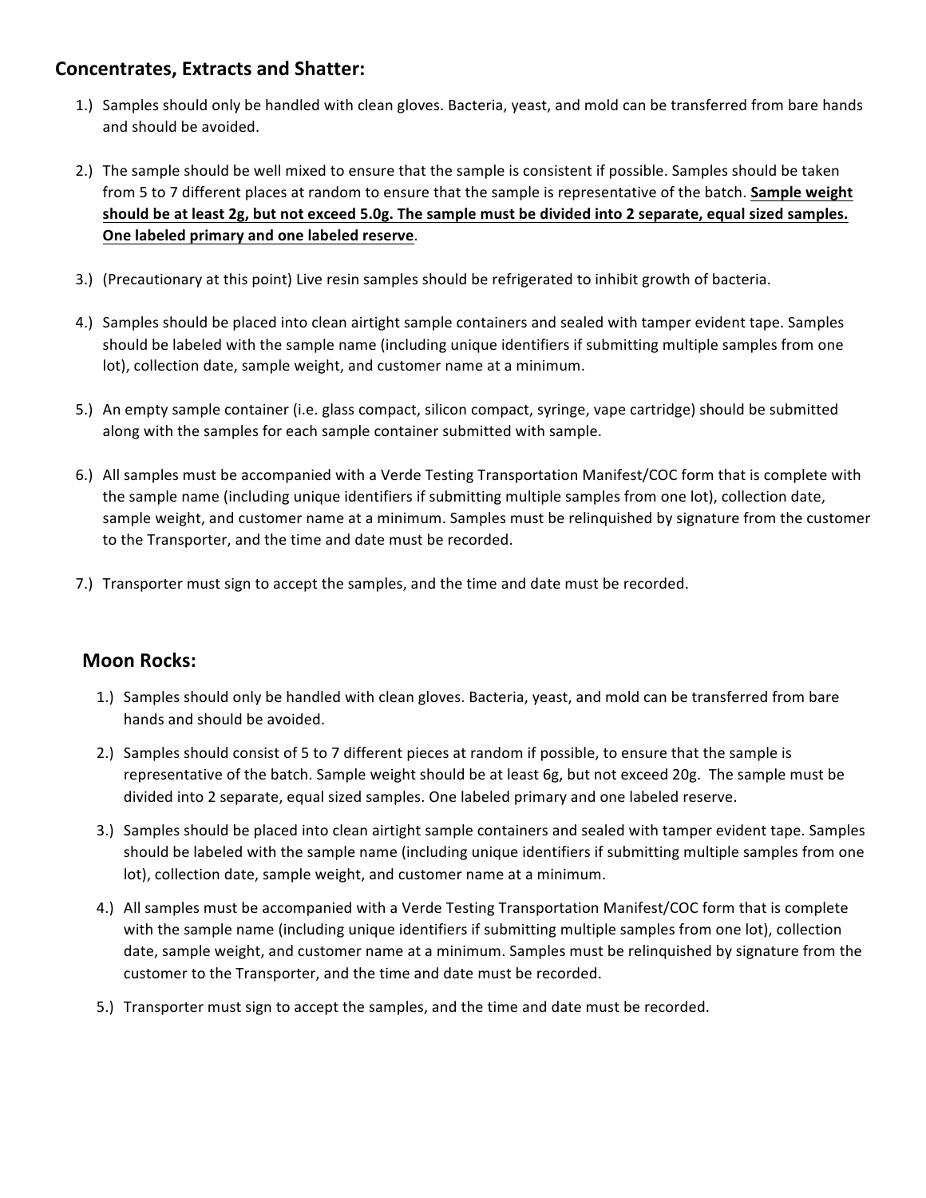## Concentrates, Extracts and Shatter:

1.) Samples should only be handled with clean gloves. Bacteria, yeast, and mold can be transferred from bare hands and should be avoided.

2.) The sample should be well mixed to ensure that the sample is consistent if possible. Samples should be taken from 5 to 7 different places at random to ensure that the sample is representative of the batch. **Sample weight should be at least 2g, but not exceed 5.0g. The sample must be divided into 2 separate, equal sized samples. One labeled primary and one labeled reserve**.

3.) (Precautionary at this point) Live resin samples should be refrigerated to inhibit growth of bacteria.

4.) Samples should be placed into clean airtight sample containers and sealed with tamper evident tape. Samples should be labeled with the sample name (including unique identifiers if submitting multiple samples from one lot), collection date, sample weight, and customer name at a minimum.

5.) An empty sample container (i.e. glass compact, silicon compact, syringe, vape cartridge) should be submitted along with the samples for each sample container submitted with sample.

6.) All samples must be accompanied with a Verde Testing Transportation Manifest/COC form that is complete with the sample name (including unique identifiers if submitting multiple samples from one lot), collection date, sample weight, and customer name at a minimum. Samples must be relinquished by signature from the customer to the Transporter, and the time and date must be recorded.

7.) Transporter must sign to accept the samples, and the time and date must be recorded.

## Moon Rocks:

1.) Samples should only be handled with clean gloves. Bacteria, yeast, and mold can be transferred from bare hands and should be avoided.

2.) Samples should consist of 5 to 7 different pieces at random if possible, to ensure that the sample is representative of the batch. Sample weight should be at least 6g, but not exceed 20g. The sample must be divided into 2 separate, equal sized samples. One labeled primary and one labeled reserve.

3.) Samples should be placed into clean airtight sample containers and sealed with tamper evident tape. Samples should be labeled with the sample name (including unique identifiers if submitting multiple samples from one lot), collection date, sample weight, and customer name at a minimum.

4.) All samples must be accompanied with a Verde Testing Transportation Manifest/COC form that is complete with the sample name (including unique identifiers if submitting multiple samples from one lot), collection date, sample weight, and customer name at a minimum. Samples must be relinquished by signature from the customer to the Transporter, and the time and date must be recorded.

5.) Transporter must sign to accept the samples, and the time and date must be recorded.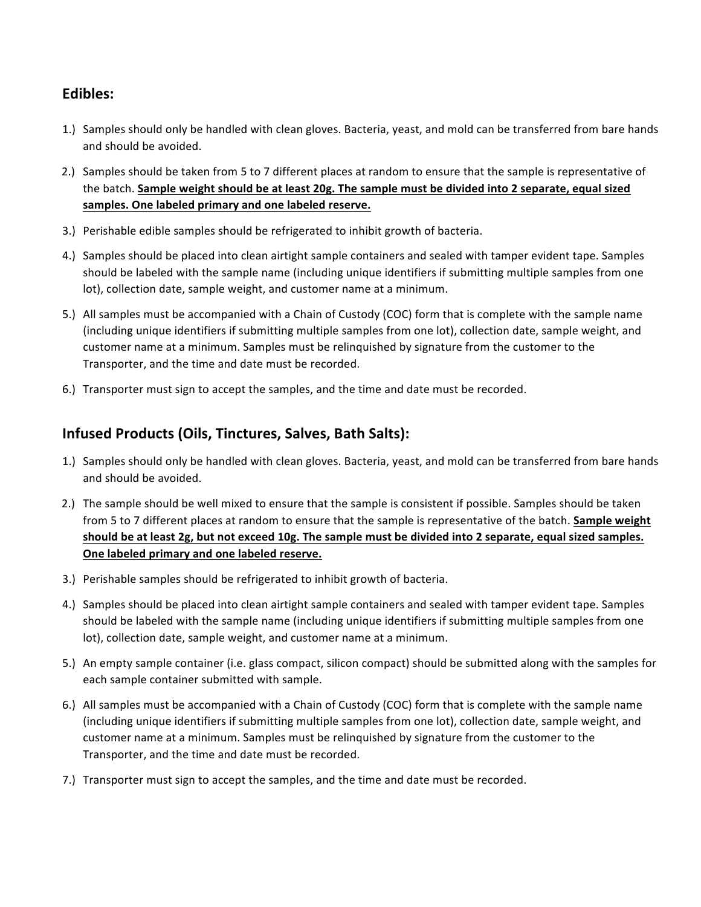## Edibles:

1.) Samples should only be handled with clean gloves. Bacteria, yeast, and mold can be transferred from bare hands and should be avoided.

2.) Samples should be taken from 5 to 7 different places at random to ensure that the sample is representative of the batch. <u>**Sample weight should be at least 20g. The sample must be divided into 2 separate, equal sized samples. One labeled primary and one labeled reserve.**</u>

3.) Perishable edible samples should be refrigerated to inhibit growth of bacteria.

4.) Samples should be placed into clean airtight sample containers and sealed with tamper evident tape. Samples should be labeled with the sample name (including unique identifiers if submitting multiple samples from one lot), collection date, sample weight, and customer name at a minimum.

5.) All samples must be accompanied with a Chain of Custody (COC) form that is complete with the sample name (including unique identifiers if submitting multiple samples from one lot), collection date, sample weight, and customer name at a minimum. Samples must be relinquished by signature from the customer to the Transporter, and the time and date must be recorded.

6.) Transporter must sign to accept the samples, and the time and date must be recorded.

## Infused Products (Oils, Tinctures, Salves, Bath Salts):

1.) Samples should only be handled with clean gloves. Bacteria, yeast, and mold can be transferred from bare hands and should be avoided.

2.) The sample should be well mixed to ensure that the sample is consistent if possible. Samples should be taken from 5 to 7 different places at random to ensure that the sample is representative of the batch. <u>**Sample weight should be at least 2g, but not exceed 10g. The sample must be divided into 2 separate, equal sized samples. One labeled primary and one labeled reserve.**</u>

3.) Perishable samples should be refrigerated to inhibit growth of bacteria.

4.) Samples should be placed into clean airtight sample containers and sealed with tamper evident tape. Samples should be labeled with the sample name (including unique identifiers if submitting multiple samples from one lot), collection date, sample weight, and customer name at a minimum.

5.) An empty sample container (i.e. glass compact, silicon compact) should be submitted along with the samples for each sample container submitted with sample.

6.) All samples must be accompanied with a Chain of Custody (COC) form that is complete with the sample name (including unique identifiers if submitting multiple samples from one lot), collection date, sample weight, and customer name at a minimum. Samples must be relinquished by signature from the customer to the Transporter, and the time and date must be recorded.

7.) Transporter must sign to accept the samples, and the time and date must be recorded.